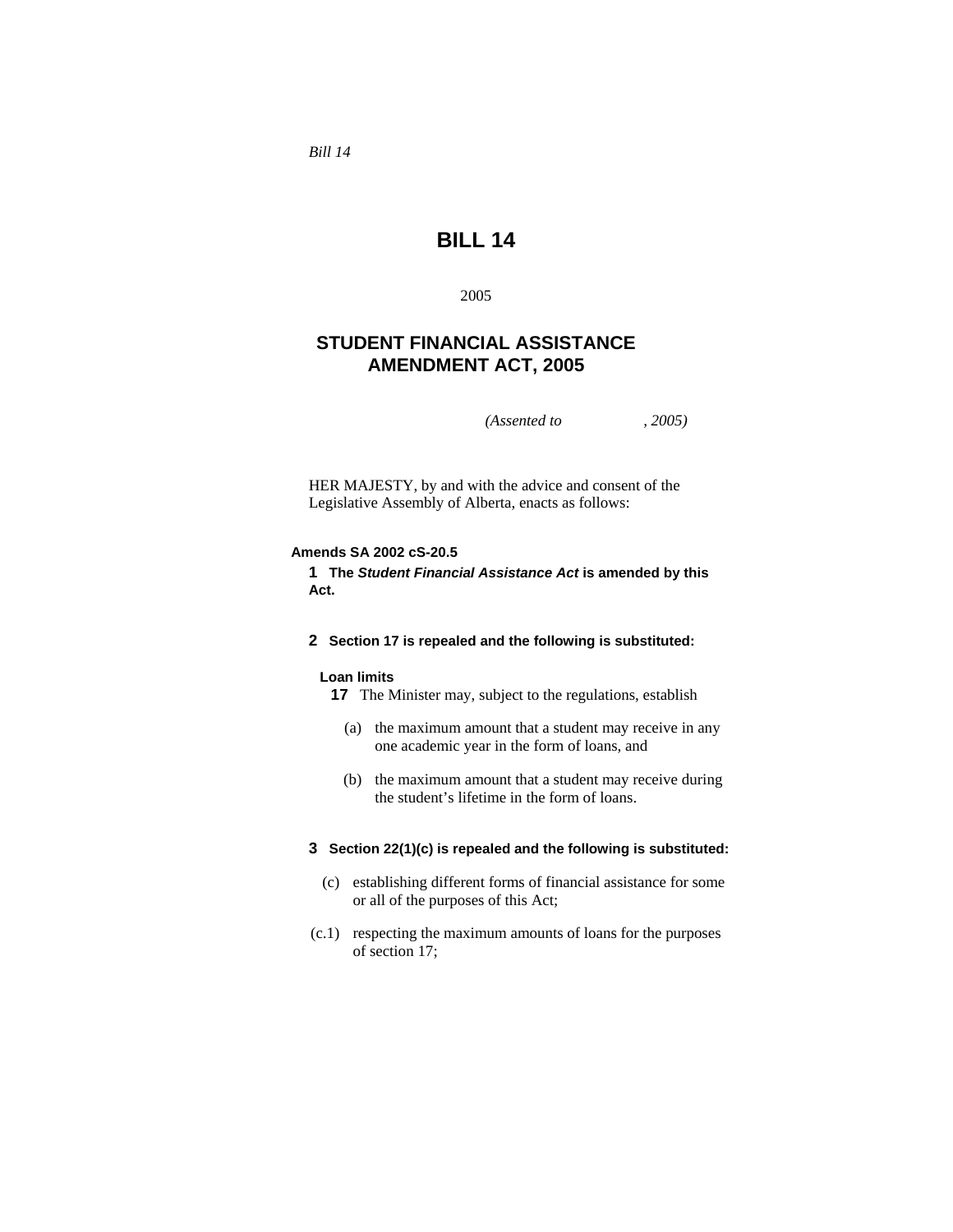*Bill 14*

# BILL 14

2005

## STUDENT FINANCIAL ASSISTANCE AMENDMENT ACT, 2005

*(Assented to , 2005)*

HER MAJESTY, by and with the advice and consent of the Legislative Assembly of Alberta, enacts as follows:

**Amends SA 2002 cS-20.5**

**1 The *Student Financial Assistance Act* is amended by this Act.**

**2 Section 17 is repealed and the following is substituted:**

**Loan limits**

**17** The Minister may, subject to the regulations, establish

(a) the maximum amount that a student may receive in any one academic year in the form of loans, and

(b) the maximum amount that a student may receive during the student's lifetime in the form of loans.

**3 Section 22(1)(c) is repealed and the following is substituted:**

(c) establishing different forms of financial assistance for some or all of the purposes of this Act;

(c.1) respecting the maximum amounts of loans for the purposes of section 17;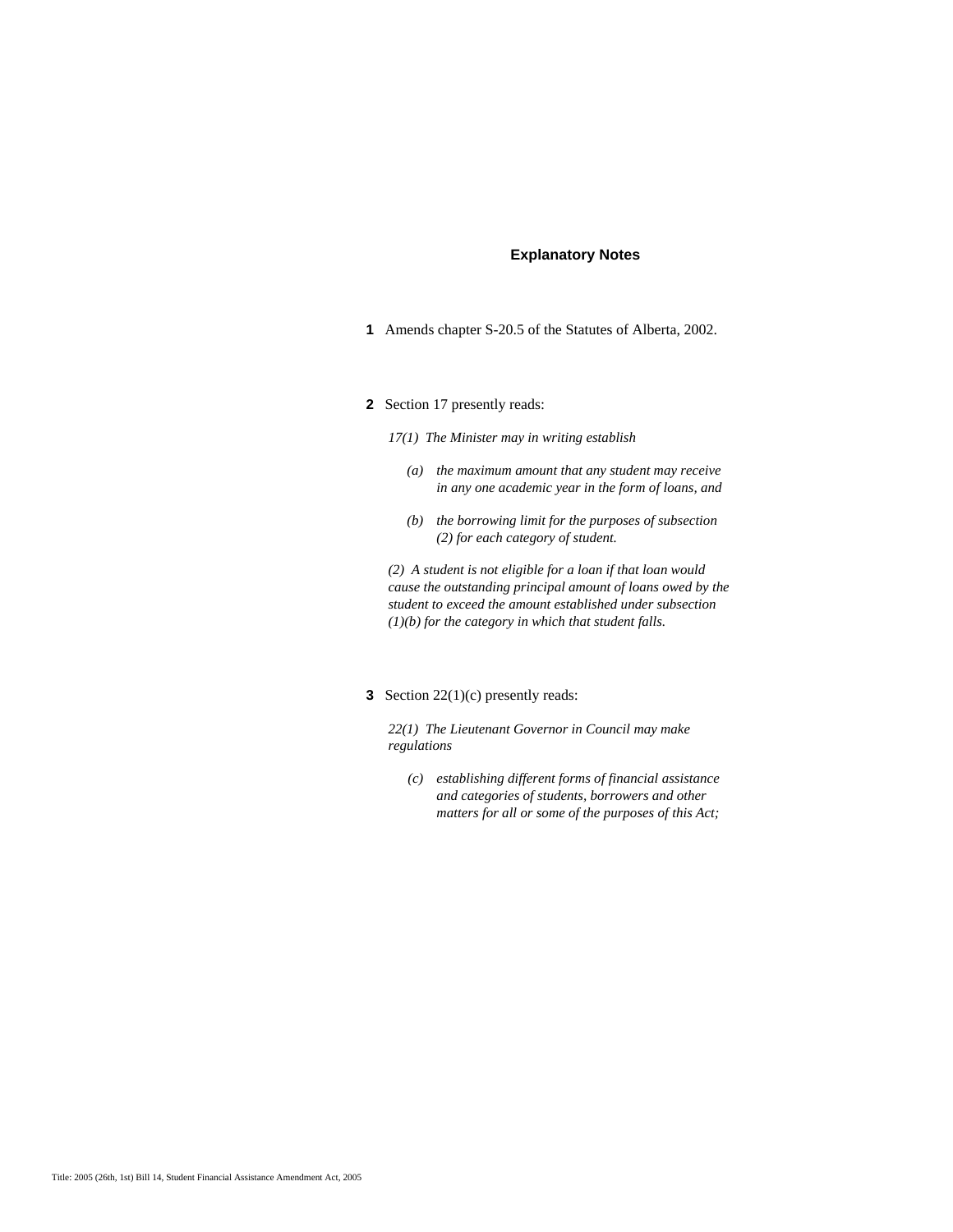## Explanatory Notes

**1** Amends chapter S-20.5 of the Statutes of Alberta, 2002.

**2** Section 17 presently reads:

*17(1) The Minister may in writing establish*

*(a) the maximum amount that any student may receive in any one academic year in the form of loans, and*

*(b) the borrowing limit for the purposes of subsection (2) for each category of student.*

*(2) A student is not eligible for a loan if that loan would cause the outstanding principal amount of loans owed by the student to exceed the amount established under subsection (1)(b) for the category in which that student falls.*

**3** Section 22(1)(c) presently reads:

*22(1) The Lieutenant Governor in Council may make regulations*

*(c) establishing different forms of financial assistance and categories of students, borrowers and other matters for all or some of the purposes of this Act;*